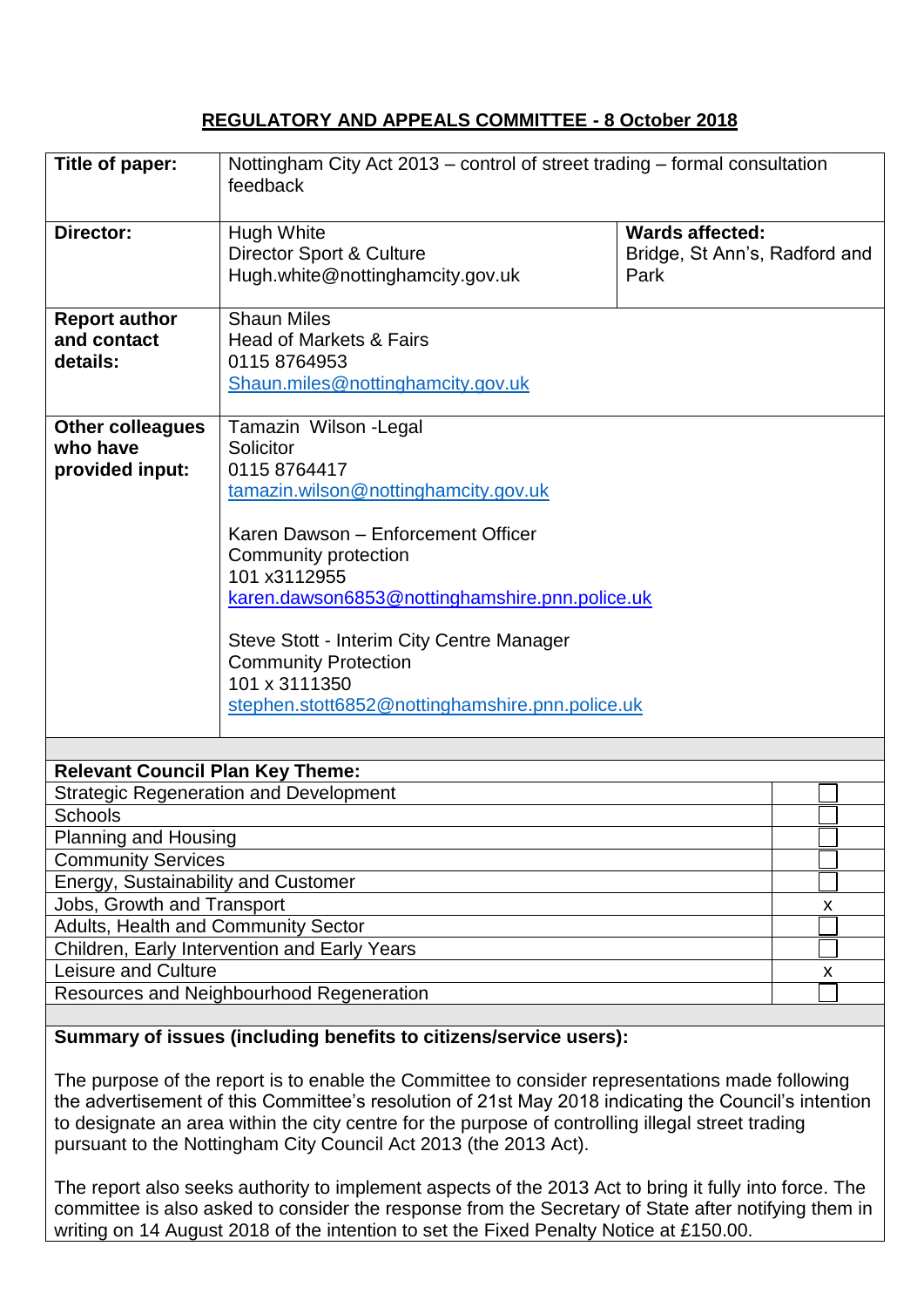## REGULATORY AND APPEALS COMMITTEE - 8 October 2018

| | | |
|---|---|---|
| **Title of paper:** | Nottingham City Act 2013 – control of street trading – formal consultation feedback | |
| **Director:** | Hugh White<br>Director Sport & Culture<br>Hugh.white@nottinghamcity.gov.uk | **Wards affected:**<br>Bridge, St Ann's, Radford and Park |
| **Report author and contact details:** | Shaun Miles<br>Head of Markets & Fairs<br>0115 8764953<br>Shaun.miles@nottinghamcity.gov.uk | |
| **Other colleagues who have provided input:** | Tamazin Wilson -Legal<br>Solicitor<br>0115 8764417<br>tamazin.wilson@nottinghamcity.gov.uk<br><br>Karen Dawson – Enforcement Officer<br>Community protection<br>101 x3112955<br>karen.dawson6853@nottinghamshire.pnn.police.uk<br><br>Steve Stott - Interim City Centre Manager<br>Community Protection<br>101 x 3111350<br>stephen.stott6852@nottinghamshire.pnn.police.uk | |

| **Relevant Council Plan Key Theme:** | |
|---|---|
| Strategic Regeneration and Development | |
| Schools | |
| Planning and Housing | |
| Community Services | |
| Energy, Sustainability and Customer | |
| Jobs, Growth and Transport | x |
| Adults, Health and Community Sector | |
| Children, Early Intervention and Early Years | |
| Leisure and Culture | x |
| Resources and Neighbourhood Regeneration | |

**Summary of issues (including benefits to citizens/service users):**

The purpose of the report is to enable the Committee to consider representations made following the advertisement of this Committee's resolution of 21st May 2018 indicating the Council's intention to designate an area within the city centre for the purpose of controlling illegal street trading pursuant to the Nottingham City Council Act 2013 (the 2013 Act).

The report also seeks authority to implement aspects of the 2013 Act to bring it fully into force. The committee is also asked to consider the response from the Secretary of State after notifying them in writing on 14 August 2018 of the intention to set the Fixed Penalty Notice at £150.00.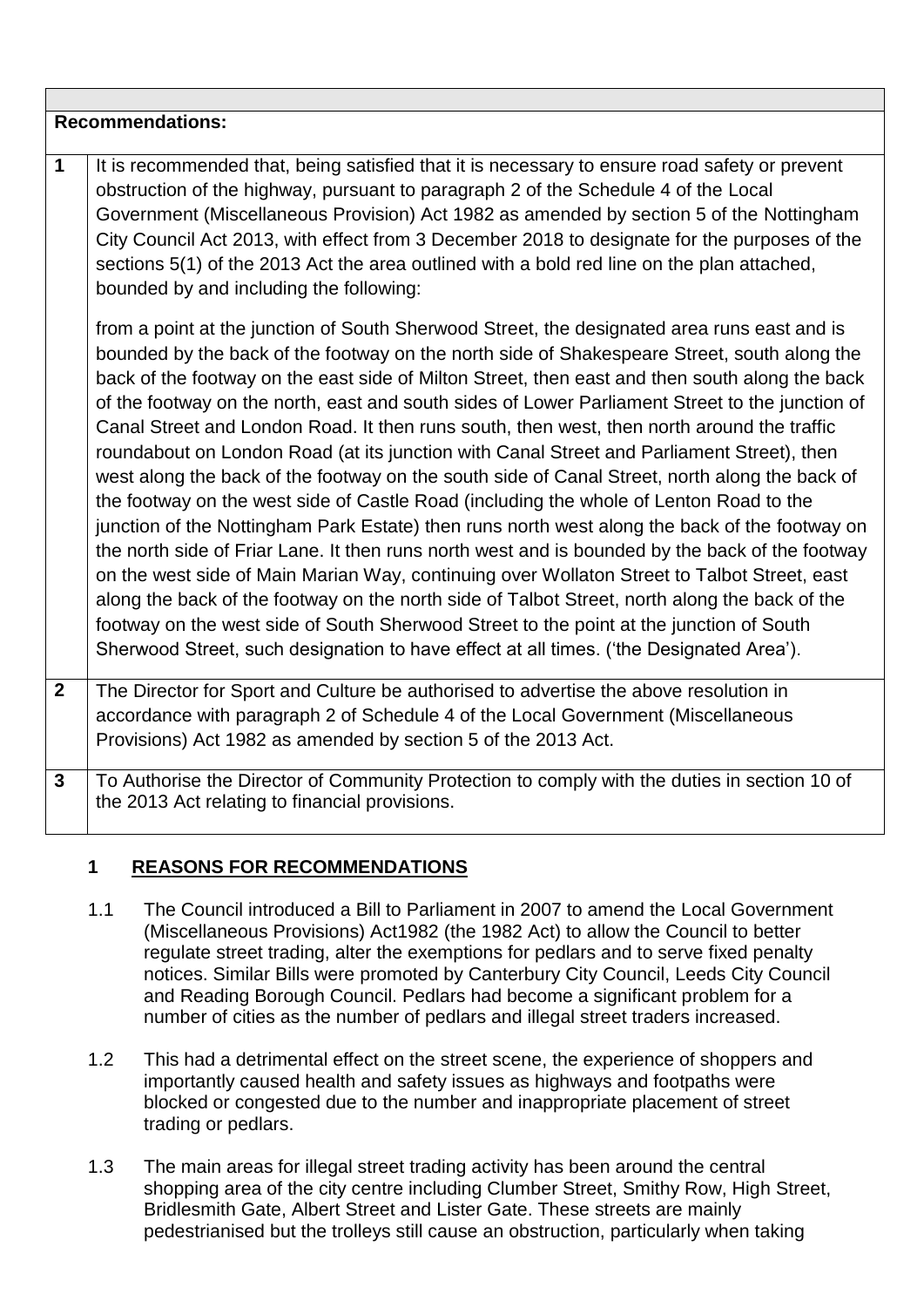| | **Recommendations:** |
|---|---|
| **1** | It is recommended that, being satisfied that it is necessary to ensure road safety or prevent obstruction of the highway, pursuant to paragraph 2 of the Schedule 4 of the Local Government (Miscellaneous Provision) Act 1982 as amended by section 5 of the Nottingham City Council Act 2013, with effect from 3 December 2018 to designate for the purposes of the sections 5(1) of the 2013 Act the area outlined with a bold red line on the plan attached, bounded by and including the following:<br><br>from a point at the junction of South Sherwood Street, the designated area runs east and is bounded by the back of the footway on the north side of Shakespeare Street, south along the back of the footway on the east side of Milton Street, then east and then south along the back of the footway on the north, east and south sides of Lower Parliament Street to the junction of Canal Street and London Road. It then runs south, then west, then north around the traffic roundabout on London Road (at its junction with Canal Street and Parliament Street), then west along the back of the footway on the south side of Canal Street, north along the back of the footway on the west side of Castle Road (including the whole of Lenton Road to the junction of the Nottingham Park Estate) then runs north west along the back of the footway on the north side of Friar Lane. It then runs north west and is bounded by the back of the footway on the west side of Main Marian Way, continuing over Wollaton Street to Talbot Street, east along the back of the footway on the north side of Talbot Street, north along the back of the footway on the west side of South Sherwood Street to the point at the junction of South Sherwood Street, such designation to have effect at all times. ('the Designated Area'). |
| **2** | The Director for Sport and Culture be authorised to advertise the above resolution in accordance with paragraph 2 of Schedule 4 of the Local Government (Miscellaneous Provisions) Act 1982 as amended by section 5 of the 2013 Act. |
| **3** | To Authorise the Director of Community Protection to comply with the duties in section 10 of the 2013 Act relating to financial provisions. |

## 1 REASONS FOR RECOMMENDATIONS

1.1 The Council introduced a Bill to Parliament in 2007 to amend the Local Government (Miscellaneous Provisions) Act1982 (the 1982 Act) to allow the Council to better regulate street trading, alter the exemptions for pedlars and to serve fixed penalty notices. Similar Bills were promoted by Canterbury City Council, Leeds City Council and Reading Borough Council. Pedlars had become a significant problem for a number of cities as the number of pedlars and illegal street traders increased.

1.2 This had a detrimental effect on the street scene, the experience of shoppers and importantly caused health and safety issues as highways and footpaths were blocked or congested due to the number and inappropriate placement of street trading or pedlars.

1.3 The main areas for illegal street trading activity has been around the central shopping area of the city centre including Clumber Street, Smithy Row, High Street, Bridlesmith Gate, Albert Street and Lister Gate. These streets are mainly pedestrianised but the trolleys still cause an obstruction, particularly when taking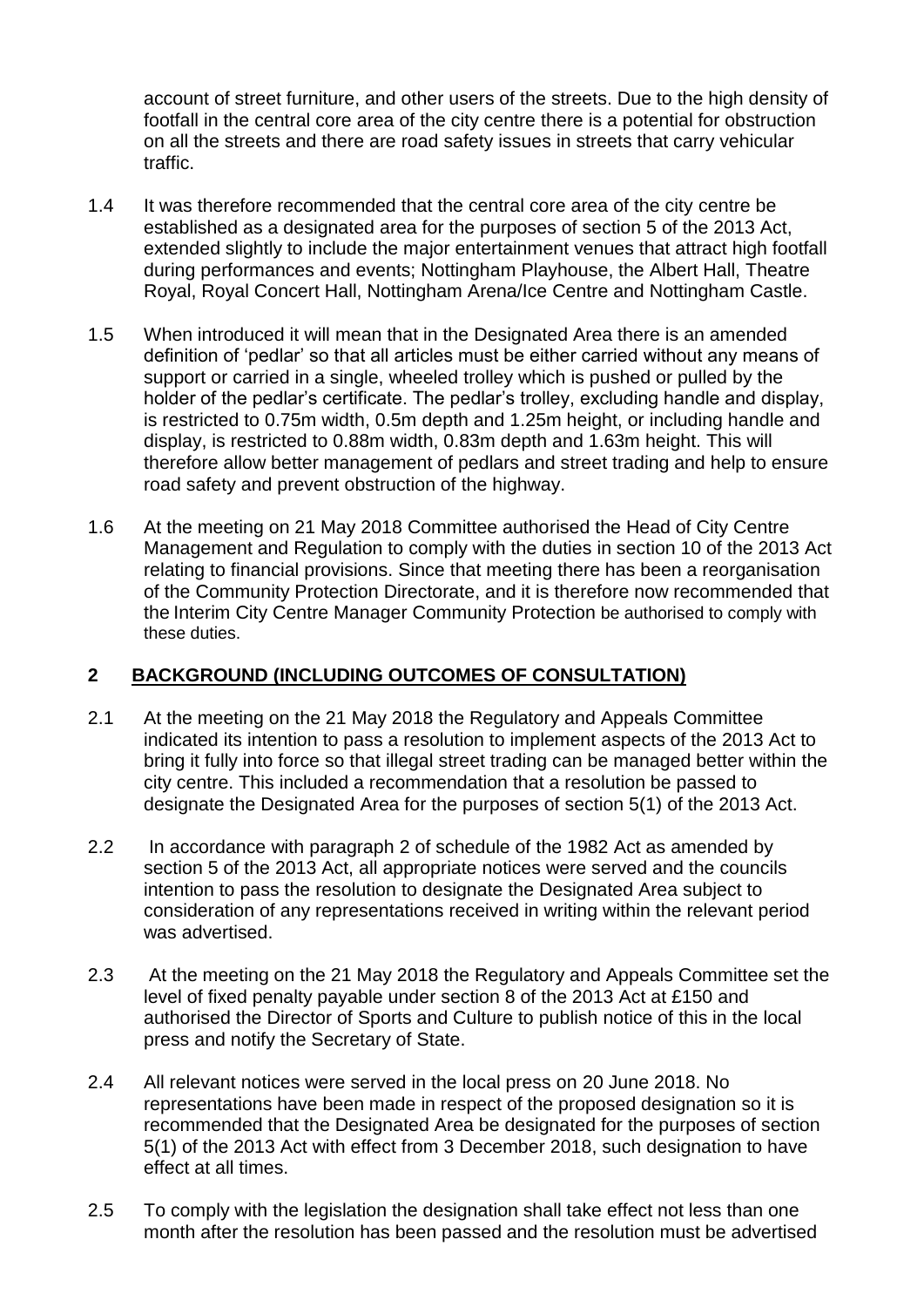account of street furniture, and other users of the streets. Due to the high density of footfall in the central core area of the city centre there is a potential for obstruction on all the streets and there are road safety issues in streets that carry vehicular traffic.

1.4 It was therefore recommended that the central core area of the city centre be established as a designated area for the purposes of section 5 of the 2013 Act, extended slightly to include the major entertainment venues that attract high footfall during performances and events; Nottingham Playhouse, the Albert Hall, Theatre Royal, Royal Concert Hall, Nottingham Arena/Ice Centre and Nottingham Castle.

1.5 When introduced it will mean that in the Designated Area there is an amended definition of 'pedlar' so that all articles must be either carried without any means of support or carried in a single, wheeled trolley which is pushed or pulled by the holder of the pedlar's certificate. The pedlar's trolley, excluding handle and display, is restricted to 0.75m width, 0.5m depth and 1.25m height, or including handle and display, is restricted to 0.88m width, 0.83m depth and 1.63m height. This will therefore allow better management of pedlars and street trading and help to ensure road safety and prevent obstruction of the highway.

1.6 At the meeting on 21 May 2018 Committee authorised the Head of City Centre Management and Regulation to comply with the duties in section 10 of the 2013 Act relating to financial provisions. Since that meeting there has been a reorganisation of the Community Protection Directorate, and it is therefore now recommended that the Interim City Centre Manager Community Protection be authorised to comply with these duties.

## 2 BACKGROUND (INCLUDING OUTCOMES OF CONSULTATION)

2.1 At the meeting on the 21 May 2018 the Regulatory and Appeals Committee indicated its intention to pass a resolution to implement aspects of the 2013 Act to bring it fully into force so that illegal street trading can be managed better within the city centre. This included a recommendation that a resolution be passed to designate the Designated Area for the purposes of section 5(1) of the 2013 Act.

2.2 In accordance with paragraph 2 of schedule of the 1982 Act as amended by section 5 of the 2013 Act, all appropriate notices were served and the councils intention to pass the resolution to designate the Designated Area subject to consideration of any representations received in writing within the relevant period was advertised.

2.3 At the meeting on the 21 May 2018 the Regulatory and Appeals Committee set the level of fixed penalty payable under section 8 of the 2013 Act at £150 and authorised the Director of Sports and Culture to publish notice of this in the local press and notify the Secretary of State.

2.4 All relevant notices were served in the local press on 20 June 2018. No representations have been made in respect of the proposed designation so it is recommended that the Designated Area be designated for the purposes of section 5(1) of the 2013 Act with effect from 3 December 2018, such designation to have effect at all times.

2.5 To comply with the legislation the designation shall take effect not less than one month after the resolution has been passed and the resolution must be advertised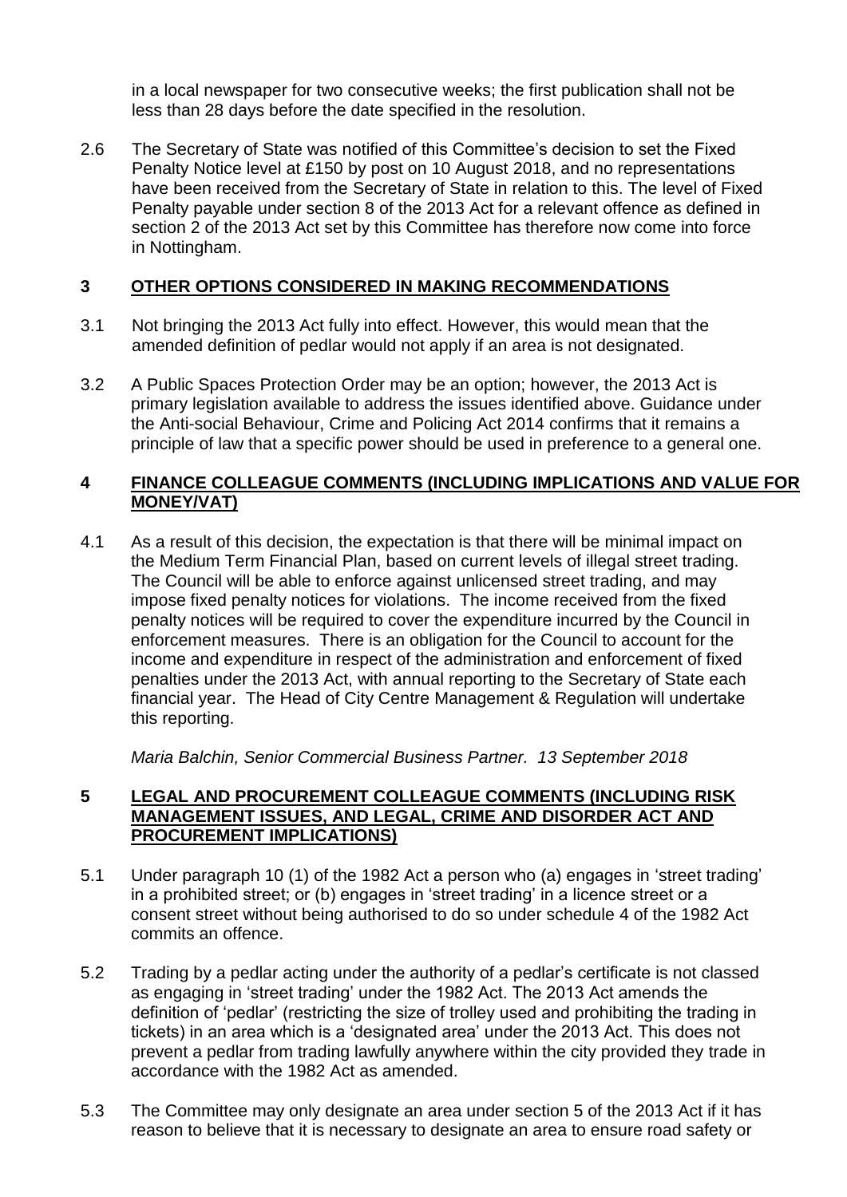in a local newspaper for two consecutive weeks; the first publication shall not be less than 28 days before the date specified in the resolution.

2.6 The Secretary of State was notified of this Committee's decision to set the Fixed Penalty Notice level at £150 by post on 10 August 2018, and no representations have been received from the Secretary of State in relation to this. The level of Fixed Penalty payable under section 8 of the 2013 Act for a relevant offence as defined in section 2 of the 2013 Act set by this Committee has therefore now come into force in Nottingham.

## 3 OTHER OPTIONS CONSIDERED IN MAKING RECOMMENDATIONS

3.1 Not bringing the 2013 Act fully into effect. However, this would mean that the amended definition of pedlar would not apply if an area is not designated.

3.2 A Public Spaces Protection Order may be an option; however, the 2013 Act is primary legislation available to address the issues identified above. Guidance under the Anti-social Behaviour, Crime and Policing Act 2014 confirms that it remains a principle of law that a specific power should be used in preference to a general one.

## 4 FINANCE COLLEAGUE COMMENTS (INCLUDING IMPLICATIONS AND VALUE FOR MONEY/VAT)

4.1 As a result of this decision, the expectation is that there will be minimal impact on the Medium Term Financial Plan, based on current levels of illegal street trading. The Council will be able to enforce against unlicensed street trading, and may impose fixed penalty notices for violations. The income received from the fixed penalty notices will be required to cover the expenditure incurred by the Council in enforcement measures. There is an obligation for the Council to account for the income and expenditure in respect of the administration and enforcement of fixed penalties under the 2013 Act, with annual reporting to the Secretary of State each financial year. The Head of City Centre Management & Regulation will undertake this reporting.

*Maria Balchin, Senior Commercial Business Partner. 13 September 2018*

## 5 LEGAL AND PROCUREMENT COLLEAGUE COMMENTS (INCLUDING RISK MANAGEMENT ISSUES, AND LEGAL, CRIME AND DISORDER ACT AND PROCUREMENT IMPLICATIONS)

5.1 Under paragraph 10 (1) of the 1982 Act a person who (a) engages in 'street trading' in a prohibited street; or (b) engages in 'street trading' in a licence street or a consent street without being authorised to do so under schedule 4 of the 1982 Act commits an offence.

5.2 Trading by a pedlar acting under the authority of a pedlar's certificate is not classed as engaging in 'street trading' under the 1982 Act. The 2013 Act amends the definition of 'pedlar' (restricting the size of trolley used and prohibiting the trading in tickets) in an area which is a 'designated area' under the 2013 Act. This does not prevent a pedlar from trading lawfully anywhere within the city provided they trade in accordance with the 1982 Act as amended.

5.3 The Committee may only designate an area under section 5 of the 2013 Act if it has reason to believe that it is necessary to designate an area to ensure road safety or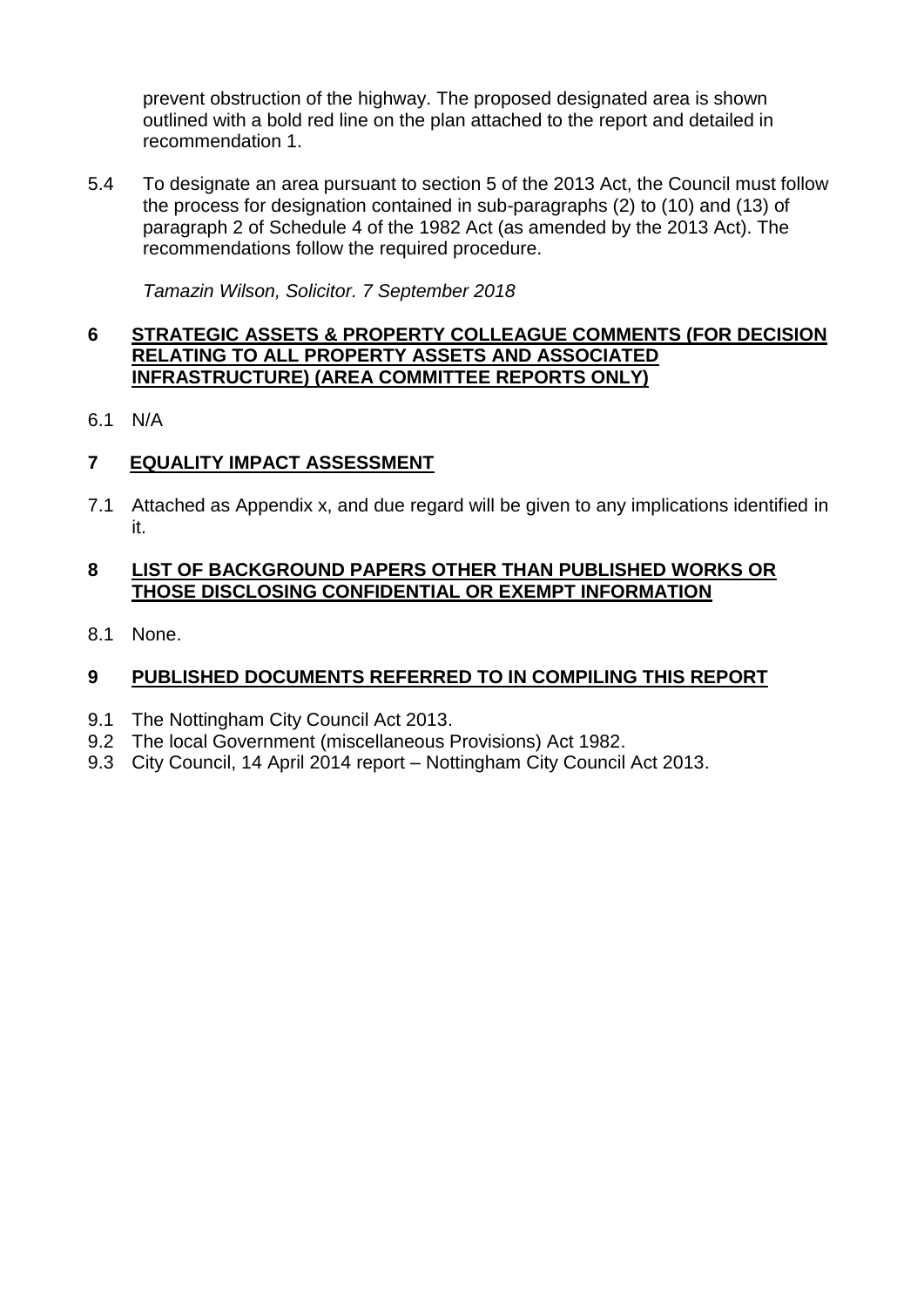prevent obstruction of the highway. The proposed designated area is shown outlined with a bold red line on the plan attached to the report and detailed in recommendation 1.

5.4 To designate an area pursuant to section 5 of the 2013 Act, the Council must follow the process for designation contained in sub-paragraphs (2) to (10) and (13) of paragraph 2 of Schedule 4 of the 1982 Act (as amended by the 2013 Act). The recommendations follow the required procedure.

*Tamazin Wilson, Solicitor. 7 September 2018*

## 6 STRATEGIC ASSETS & PROPERTY COLLEAGUE COMMENTS (FOR DECISION RELATING TO ALL PROPERTY ASSETS AND ASSOCIATED INFRASTRUCTURE) (AREA COMMITTEE REPORTS ONLY)

6.1 N/A

## 7 EQUALITY IMPACT ASSESSMENT

7.1 Attached as Appendix x, and due regard will be given to any implications identified in it.

## 8 LIST OF BACKGROUND PAPERS OTHER THAN PUBLISHED WORKS OR THOSE DISCLOSING CONFIDENTIAL OR EXEMPT INFORMATION

8.1 None.

## 9 PUBLISHED DOCUMENTS REFERRED TO IN COMPILING THIS REPORT

9.1 The Nottingham City Council Act 2013.
9.2 The local Government (miscellaneous Provisions) Act 1982.
9.3 City Council, 14 April 2014 report – Nottingham City Council Act 2013.